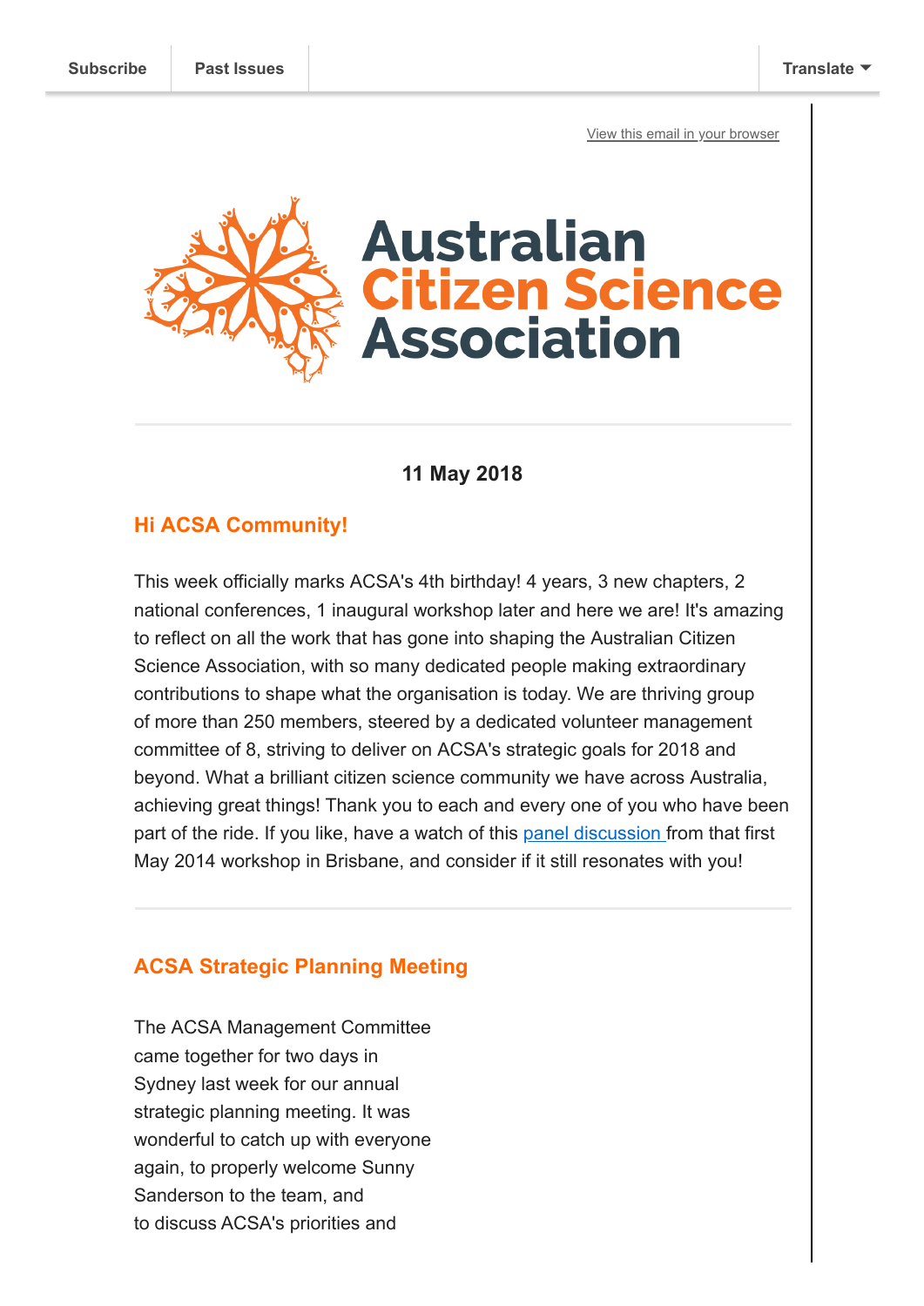Subscribe | Past Issues | Translate

View this email in your browser

# Australian Citizen Science Association

**11 May 2018**

## Hi ACSA Community!

This week officially marks ACSA's 4th birthday! 4 years, 3 new chapters, 2 national conferences, 1 inaugural workshop later and here we are! It's amazing to reflect on all the work that has gone into shaping the Australian Citizen Science Association, with so many dedicated people making extraordinary contributions to shape what the organisation is today. We are thriving group of more than 250 members, steered by a dedicated volunteer management committee of 8, striving to deliver on ACSA's strategic goals for 2018 and beyond. What a brilliant citizen science community we have across Australia, achieving great things! Thank you to each and every one of you who have been part of the ride. If you like, have a watch of this panel discussion from that first May 2014 workshop in Brisbane, and consider if it still resonates with you!

## ACSA Strategic Planning Meeting

The ACSA Management Committee came together for two days in Sydney last week for our annual strategic planning meeting. It was wonderful to catch up with everyone again, to properly welcome Sunny Sanderson to the team, and to discuss ACSA's priorities and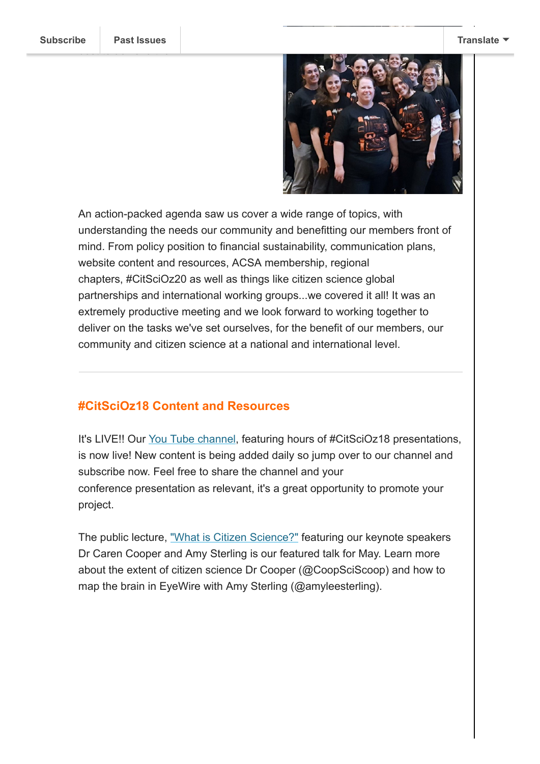An action-packed agenda saw us cover a wide range of topics, with understanding the needs our community and benefitting our members front of mind. From policy position to financial sustainability, communication plans, website content and resources, ACSA membership, regional chapters, #CitSciOz20 as well as things like citizen science global partnerships and international working groups...we covered it all! It was an extremely productive meeting and we look forward to working together to deliver on the tasks we've set ourselves, for the benefit of our members, our community and citizen science at a national and international level.

---

## #CitSciOz18 Content and Resources

It's LIVE!! Our You Tube channel, featuring hours of #CitSciOz18 presentations, is now live! New content is being added daily so jump over to our channel and subscribe now. Feel free to share the channel and your conference presentation as relevant, it's a great opportunity to promote your project.

The public lecture, "What is Citizen Science?" featuring our keynote speakers Dr Caren Cooper and Amy Sterling is our featured talk for May. Learn more about the extent of citizen science Dr Cooper (@CoopSciScoop) and how to map the brain in EyeWire with Amy Sterling (@amyleesterling).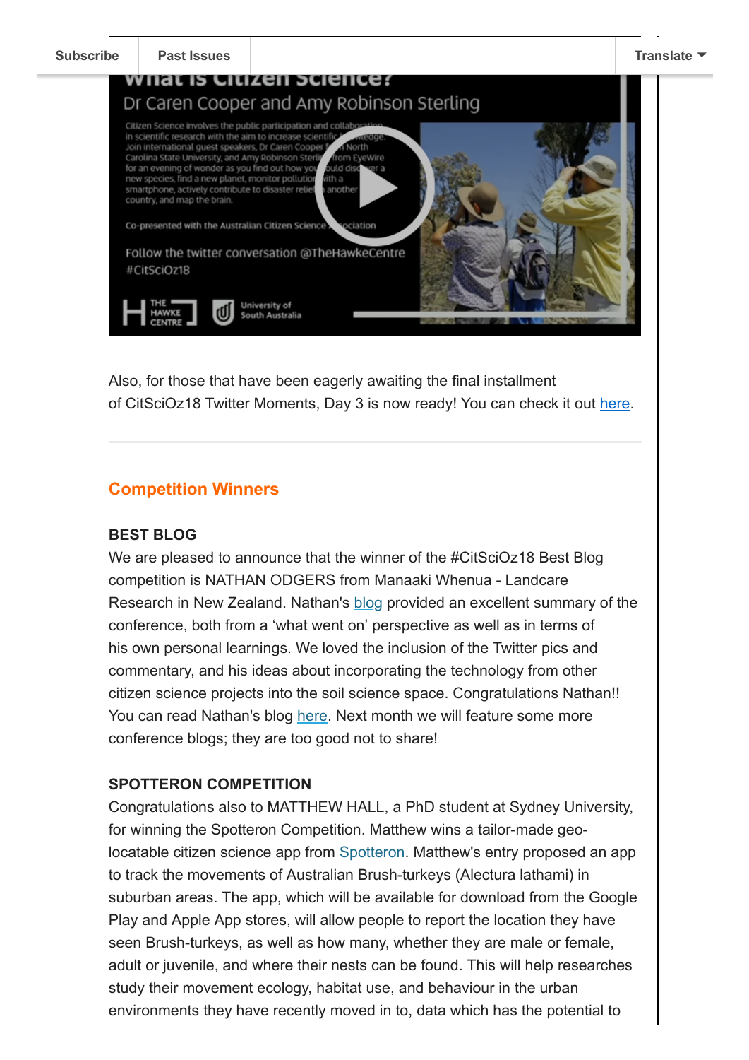Also, for those that have been eagerly awaiting the final installment of CitSciOz18 Twitter Moments, Day 3 is now ready! You can check it out here.

## Competition Winners

### BEST BLOG

We are pleased to announce that the winner of the #CitSciOz18 Best Blog competition is NATHAN ODGERS from Manaaki Whenua - Landcare Research in New Zealand. Nathan's blog provided an excellent summary of the conference, both from a 'what went on' perspective as well as in terms of his own personal learnings. We loved the inclusion of the Twitter pics and commentary, and his ideas about incorporating the technology from other citizen science projects into the soil science space. Congratulations Nathan!! You can read Nathan's blog here. Next month we will feature some more conference blogs; they are too good not to share!

### SPOTTERON COMPETITION

Congratulations also to MATTHEW HALL, a PhD student at Sydney University, for winning the Spotteron Competition. Matthew wins a tailor-made geo-locatable citizen science app from Spotteron. Matthew's entry proposed an app to track the movements of Australian Brush-turkeys (Alectura lathami) in suburban areas. The app, which will be available for download from the Google Play and Apple App stores, will allow people to report the location they have seen Brush-turkeys, as well as how many, whether they are male or female, adult or juvenile, and where their nests can be found. This will help researches study their movement ecology, habitat use, and behaviour in the urban environments they have recently moved in to, data which has the potential to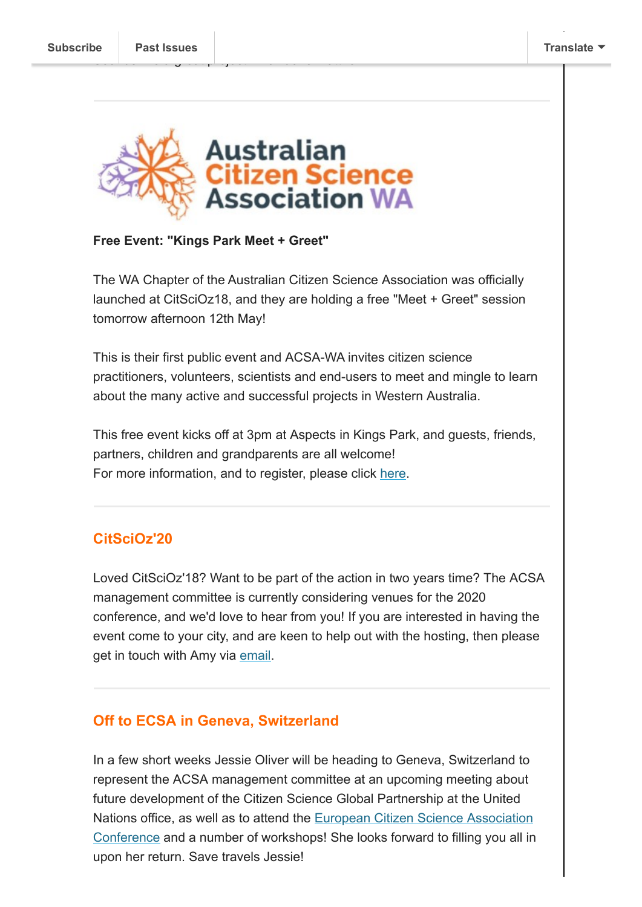Free Event: "Kings Park Meet + Greet"

The WA Chapter of the Australian Citizen Science Association was officially launched at CitSciOz18, and they are holding a free "Meet + Greet" session tomorrow afternoon 12th May!

This is their first public event and ACSA-WA invites citizen science practitioners, volunteers, scientists and end-users to meet and mingle to learn about the many active and successful projects in Western Australia.

This free event kicks off at 3pm at Aspects in Kings Park, and guests, friends, partners, children and grandparents are all welcome!
For more information, and to register, please click here.

---

## CitSciOz'20

Loved CitSciOz'18? Want to be part of the action in two years time? The ACSA management committee is currently considering venues for the 2020 conference, and we'd love to hear from you! If you are interested in having the event come to your city, and are keen to help out with the hosting, then please get in touch with Amy via email.

---

## Off to ECSA in Geneva, Switzerland

In a few short weeks Jessie Oliver will be heading to Geneva, Switzerland to represent the ACSA management committee at an upcoming meeting about future development of the Citizen Science Global Partnership at the United Nations office, as well as to attend the European Citizen Science Association Conference and a number of workshops! She looks forward to filling you all in upon her return. Save travels Jessie!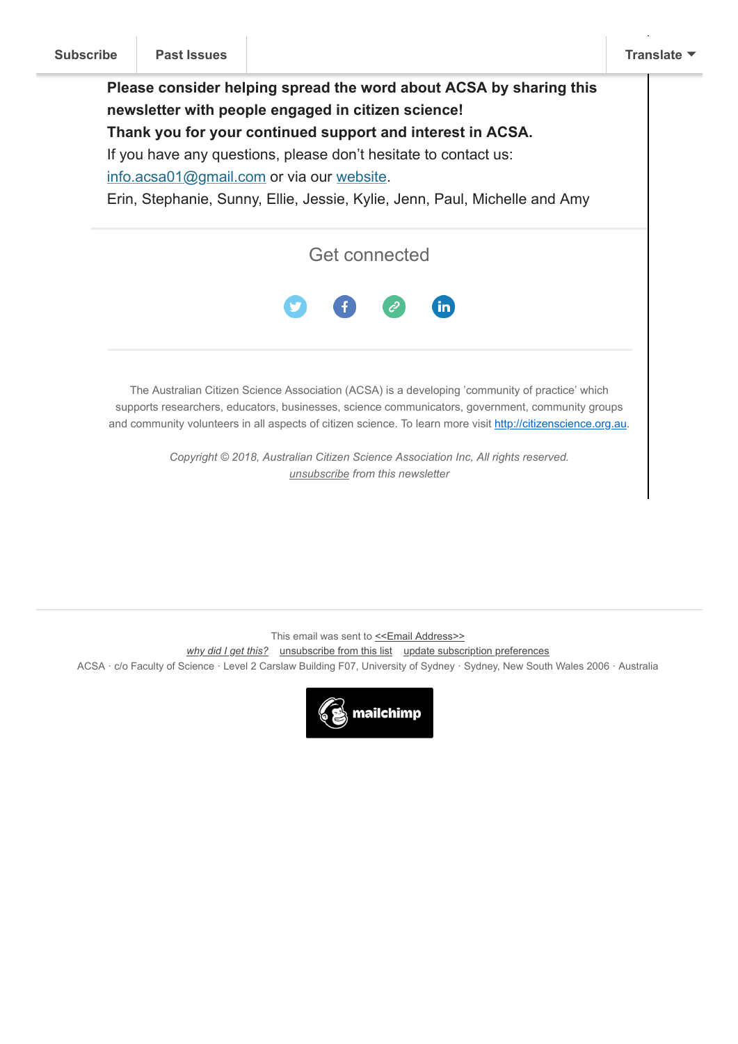Subscribe | Past Issues | Translate

**Please consider helping spread the word about ACSA by sharing this newsletter with people engaged in citizen science!**

**Thank you for your continued support and interest in ACSA.**

If you have any questions, please don't hesitate to contact us: info.acsa01@gmail.com or via our website.

Erin, Stephanie, Sunny, Ellie, Jessie, Kylie, Jenn, Paul, Michelle and Amy

## Get connected

The Australian Citizen Science Association (ACSA) is a developing 'community of practice' which supports researchers, educators, businesses, science communicators, government, community groups and community volunteers in all aspects of citizen science. To learn more visit http://citizenscience.org.au.

*Copyright © 2018, Australian Citizen Science Association Inc, All rights reserved.*
*unsubscribe from this newsletter*

This email was sent to <<Email Address>>
*why did I get this?* unsubscribe from this list update subscription preferences
ACSA · c/o Faculty of Science · Level 2 Carslaw Building F07, University of Sydney · Sydney, New South Wales 2006 · Australia

mailchimp